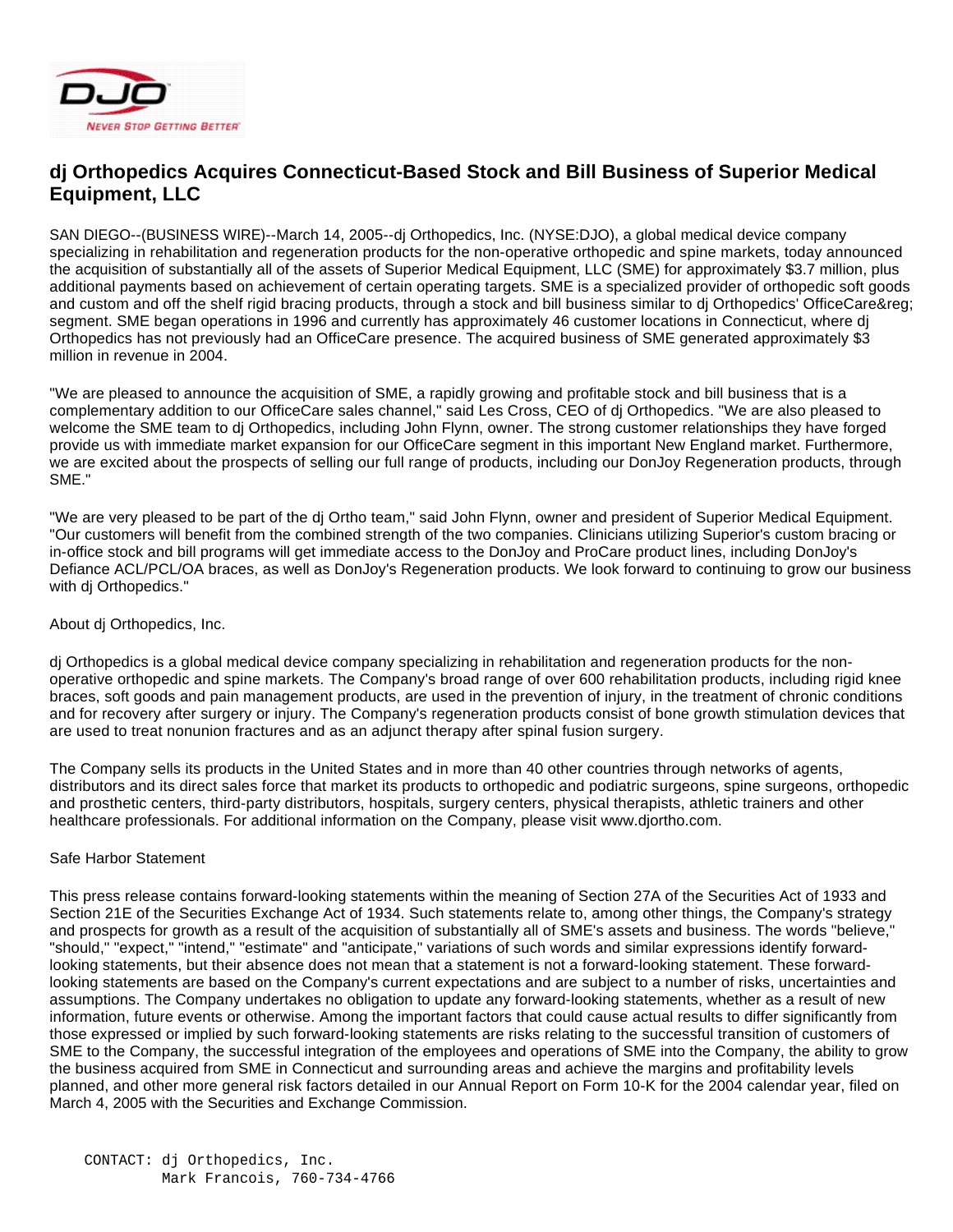# dj Orthopedics Acquires Connecticut-Based Stock and Bill Business of Superior Medical Equipment, LLC

SAN DIEGO--(BUSINESS WIRE)--March 14, 2005--dj Orthopedics, Inc. (NYSE:DJO), a global medical device company specializing in rehabilitation and regeneration products for the non-operative orthopedic and spine markets, today announced the acquisition of substantially all of the assets of Superior Medical Equipment, LLC (SME) for approximately $3.7 million, plus additional payments based on achievement of certain operating targets. SME is a specialized provider of orthopedic soft goods and custom and off the shelf rigid bracing products, through a stock and bill business similar to dj Orthopedics' OfficeCare&reg; segment. SME began operations in 1996 and currently has approximately 46 customer locations in Connecticut, where dj Orthopedics has not previously had an OfficeCare presence. The acquired business of SME generated approximately $3 million in revenue in 2004.

"We are pleased to announce the acquisition of SME, a rapidly growing and profitable stock and bill business that is a complementary addition to our OfficeCare sales channel," said Les Cross, CEO of dj Orthopedics. "We are also pleased to welcome the SME team to dj Orthopedics, including John Flynn, owner. The strong customer relationships they have forged provide us with immediate market expansion for our OfficeCare segment in this important New England market. Furthermore, we are excited about the prospects of selling our full range of products, including our DonJoy Regeneration products, through SME."

"We are very pleased to be part of the dj Ortho team," said John Flynn, owner and president of Superior Medical Equipment. "Our customers will benefit from the combined strength of the two companies. Clinicians utilizing Superior's custom bracing or in-office stock and bill programs will get immediate access to the DonJoy and ProCare product lines, including DonJoy's Defiance ACL/PCL/OA braces, as well as DonJoy's Regeneration products. We look forward to continuing to grow our business with dj Orthopedics."

About dj Orthopedics, Inc.

dj Orthopedics is a global medical device company specializing in rehabilitation and regeneration products for the non-operative orthopedic and spine markets. The Company's broad range of over 600 rehabilitation products, including rigid knee braces, soft goods and pain management products, are used in the prevention of injury, in the treatment of chronic conditions and for recovery after surgery or injury. The Company's regeneration products consist of bone growth stimulation devices that are used to treat nonunion fractures and as an adjunct therapy after spinal fusion surgery.

The Company sells its products in the United States and in more than 40 other countries through networks of agents, distributors and its direct sales force that market its products to orthopedic and podiatric surgeons, spine surgeons, orthopedic and prosthetic centers, third-party distributors, hospitals, surgery centers, physical therapists, athletic trainers and other healthcare professionals. For additional information on the Company, please visit www.djortho.com.

Safe Harbor Statement

This press release contains forward-looking statements within the meaning of Section 27A of the Securities Act of 1933 and Section 21E of the Securities Exchange Act of 1934. Such statements relate to, among other things, the Company's strategy and prospects for growth as a result of the acquisition of substantially all of SME's assets and business. The words "believe," "should," "expect," "intend," "estimate" and "anticipate," variations of such words and similar expressions identify forward-looking statements, but their absence does not mean that a statement is not a forward-looking statement. These forward-looking statements are based on the Company's current expectations and are subject to a number of risks, uncertainties and assumptions. The Company undertakes no obligation to update any forward-looking statements, whether as a result of new information, future events or otherwise. Among the important factors that could cause actual results to differ significantly from those expressed or implied by such forward-looking statements are risks relating to the successful transition of customers of SME to the Company, the successful integration of the employees and operations of SME into the Company, the ability to grow the business acquired from SME in Connecticut and surrounding areas and achieve the margins and profitability levels planned, and other more general risk factors detailed in our Annual Report on Form 10-K for the 2004 calendar year, filed on March 4, 2005 with the Securities and Exchange Commission.

```
CONTACT: dj Orthopedics, Inc.
         Mark Francois, 760-734-4766
```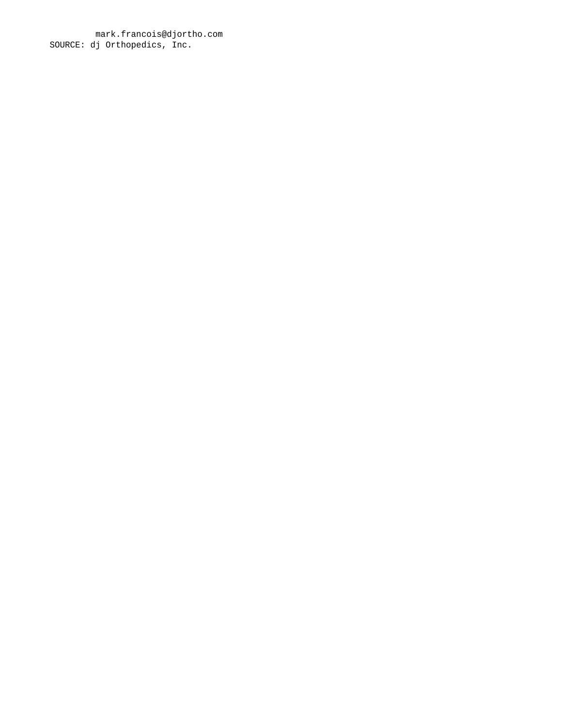mark.francois@djortho.com
SOURCE: dj Orthopedics, Inc.